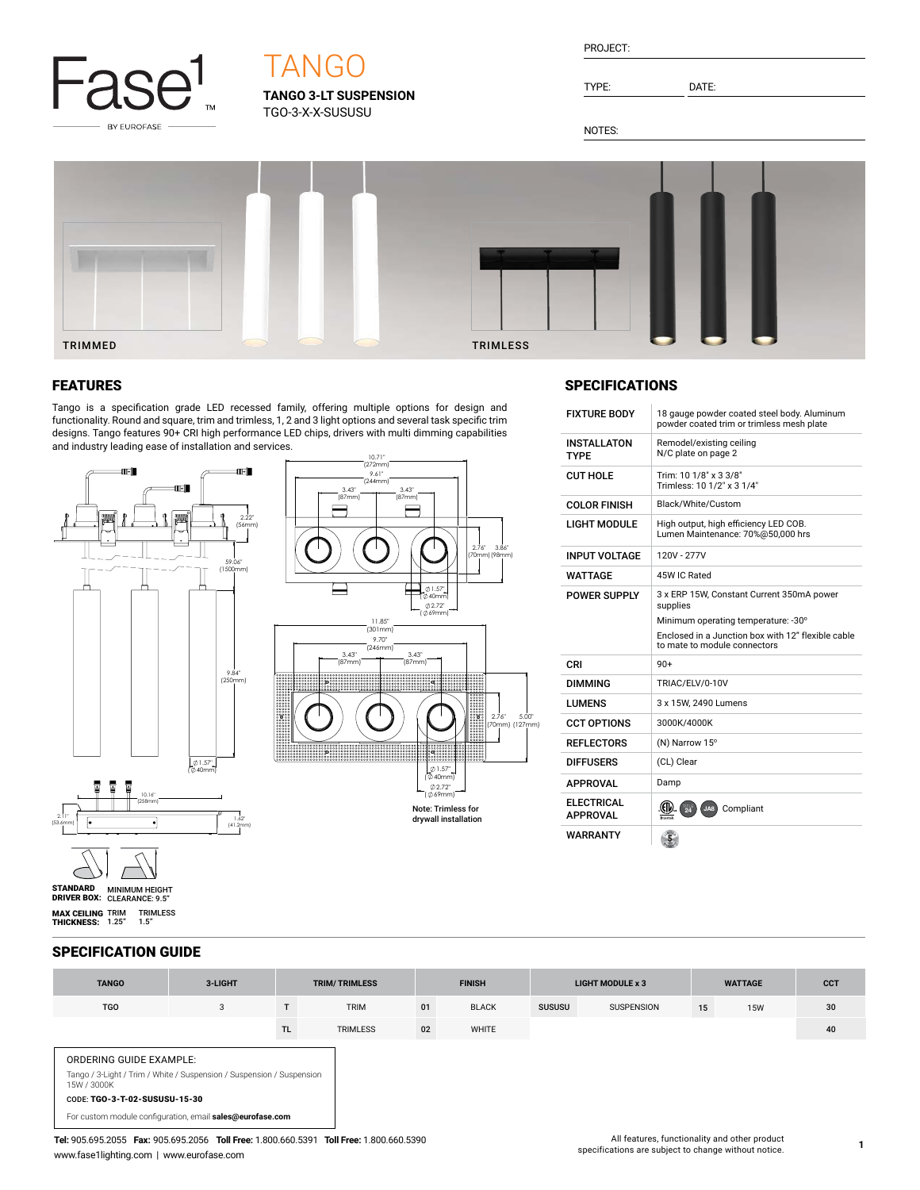Fase1 BY EUROFASE

# TANGO

**TANGO 3-LT SUSPENSION**
TGO-3-X-X-SUSUSU

PROJECT:

TYPE: DATE:

NOTES:

TRIMMED TRIMLESS

## FEATURES

Tango is a specification grade LED recessed family, offering multiple options for design and functionality. Round and square, trim and trimless, 1, 2 and 3 light options and several task specific trim designs. Tango features 90+ CRI high performance LED chips, drivers with multi dimming capabilities and industry leading ease of installation and services.

10.71" (272mm)
9.61" (244mm)
3.43" (87mm) 3.43" (87mm)
2.76" (70mm) 3.86" (98mm)
Ø 1.57" (Ø 40mm)
Ø 2.72" (Ø 69mm)

11.85" (301mm)
9.70" (246mm)
3.43" (87mm) 3.43" (87mm)
2.76" (70mm) 5.00" (127mm)
Ø 1.57" (Ø 40mm)
Ø 2.72" (Ø 69mm)

Note: Trimless for drywall installation

2.22" (56mm)
59.06" (1500mm)
9.84" (250mm)
Ø 1.57" (Ø 40mm)
10.16" (258mm)
2.11" (53.6mm)
1.62" (41.2mm)

**STANDARD DRIVER BOX:** MINIMUM HEIGHT CLEARANCE: 9.5"

**MAX CEILING THICKNESS:** TRIM 1.25" TRIMLESS 1.5"

## SPECIFICATIONS

| | |
|---|---|
| FIXTURE BODY | 18 gauge powder coated steel body. Aluminum powder coated trim or trimless mesh plate |
| INSTALLATON TYPE | Remodel/existing ceiling<br>N/C plate on page 2 |
| CUT HOLE | Trim: 10 1/8" x 3 3/8"<br>Trimless: 10 1/2" x 3 1/4" |
| COLOR FINISH | Black/White/Custom |
| LIGHT MODULE | High output, high efficiency LED COB.<br>Lumen Maintenance: 70%@50,000 hrs |
| INPUT VOLTAGE | 120V - 277V |
| WATTAGE | 45W IC Rated |
| POWER SUPPLY | 3 x ERP 15W, Constant Current 350mA power supplies<br>Minimum operating temperature: -30°<br>Enclosed in a Junction box with 12" flexible cable to mate to module connectors |
| CRI | 90+ |
| DIMMING | TRIAC/ELV/0-10V |
| LUMENS | 3 x 15W, 2490 Lumens |
| CCT OPTIONS | 3000K/4000K |
| REFLECTORS | (N) Narrow 15° |
| DIFFUSERS | (CL) Clear |
| APPROVAL | Damp |
| ELECTRICAL APPROVAL | Compliant |
| WARRANTY | 5 |

## SPECIFICATION GUIDE

| TANGO | 3-LIGHT | TRIM/ TRIMLESS | | FINISH | | LIGHT MODULE x 3 | | WATTAGE | | CCT |
|---|---|---|---|---|---|---|---|---|---|---|
| TGO | 3 | T | TRIM | 01 | BLACK | SUSUSU | SUSPENSION | 15 | 15W | 30 |
| | | TL | TRIMLESS | 02 | WHITE | | | | | 40 |

ORDERING GUIDE EXAMPLE:

Tango / 3-Light / Trim / White / Suspension / Suspension / Suspension 15W / 3000K

CODE: **TGO-3-T-02-SUSUSU-15-30**

For custom module configuration, email **sales@eurofase.com**

**Tel:** 905.695.2055 **Fax:** 905.695.2056 **Toll Free:** 1.800.660.5391 **Toll Free:** 1.800.660.5390
www.fase1lighting.com | www.eurofase.com

All features, functionality and other product specifications are subject to change without notice.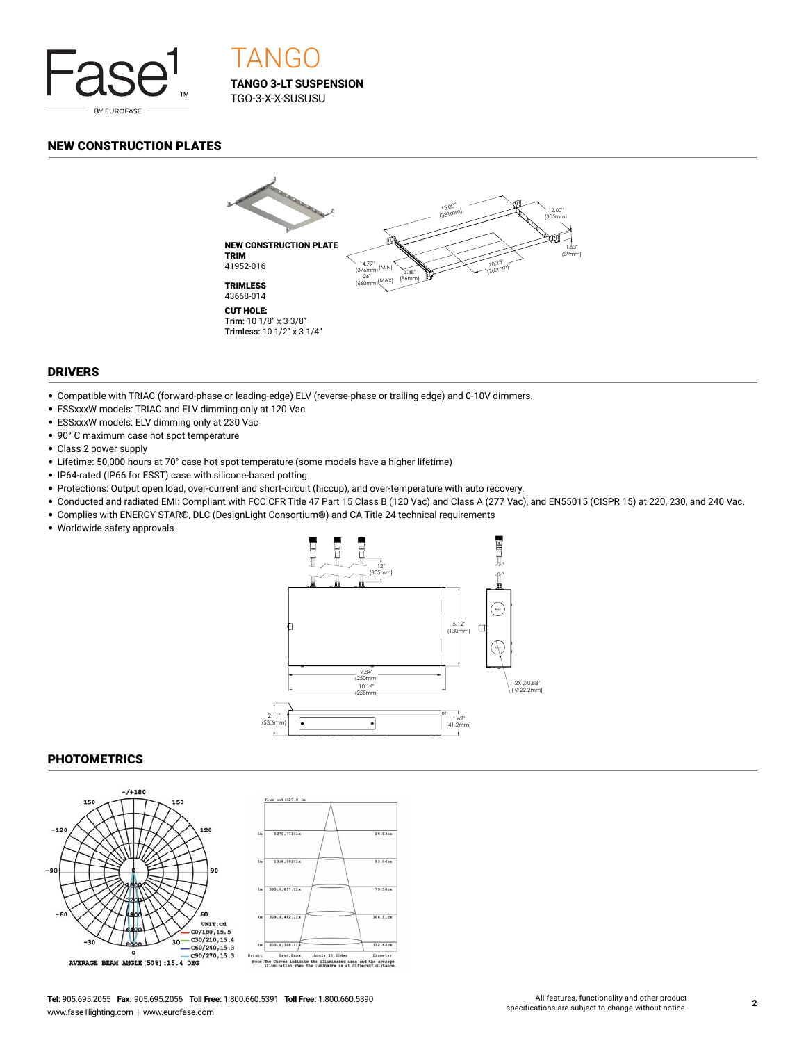Fase1 BY EUROFASE

# TANGO

**TANGO 3-LT SUSPENSION**

TGO-3-X-X-SUSUSU

## NEW CONSTRUCTION PLATES

**NEW CONSTRUCTION PLATE TRIM**
41952-016

**TRIMLESS**
43668-014

**CUT HOLE:**
**Trim:** 10 1/8" x 3 3/8"
**Trimless:** 10 1/2" x 3 1/4"

15.00" (381mm)
12.00" (305mm)
1.53" (39mm)
14.79" (376mm) (MIN)
26" (660mm) (MAX)
3.38" (86mm)
10.25" (260mm)

## DRIVERS

- Compatible with TRIAC (forward-phase or leading-edge) ELV (reverse-phase or trailing edge) and 0-10V dimmers.
- ESSxxxW models: TRIAC and ELV dimming only at 120 Vac
- ESSxxxW models: ELV dimming only at 230 Vac
- 90° C maximum case hot spot temperature
- Class 2 power supply
- Lifetime: 50,000 hours at 70° case hot spot temperature (some models have a higher lifetime)
- IP64-rated (IP66 for ESST) case with silicone-based potting
- Protections: Output open load, over-current and short-circuit (hiccup), and over-temperature with auto recovery.
- Conducted and radiated EMI: Compliant with FCC CFR Title 47 Part 15 Class B (120 Vac) and Class A (277 Vac), and EN55015 (CISPR 15) at 220, 230, and 240 Vac.
- Complies with ENERGY STAR®, DLC (DesignLight Consortium®) and CA Title 24 technical requirements
- Worldwide safety approvals

12" (305mm)
5.12" (130mm)
9.84" (250mm)
10.16" (258mm)
2X ⌀0.88" (⌀22.2mm)
2.11" (53.6mm)
1.62" (41.2mm)

## PHOTOMETRICS

-/+180
-150 150
-120 120
-90 90
-60 60
-30 30
0
1600
3200
4800
6400
8000
UNIT:cd
C0/180,15.5
C30/210,15.4
C60/240,15.3
C90/270,15.3
AVERAGE BEAM ANGLE(50%):15.4 DEG

flux out:327.0 lm
1m 5270.77lux 26.53cm
2m 1318.19lux 53.06cm
3m 585.4,857.2lx 79.58cm
4m 329.4,482.2lx 106.11cm
5m 210.8,308.6lx 132.64cm
Height Eavg,Emax Angle:15.31deg Diameter
Note:The Curves indicate the illuminated area and the average illumination when the luminaire is at different distance.

**Tel:** 905.695.2055 **Fax:** 905.695.2056 **Toll Free:** 1.800.660.5391 **Toll Free:** 1.800.660.5390
www.fase1lighting.com | www.eurofase.com

All features, functionality and other product specifications are subject to change without notice.